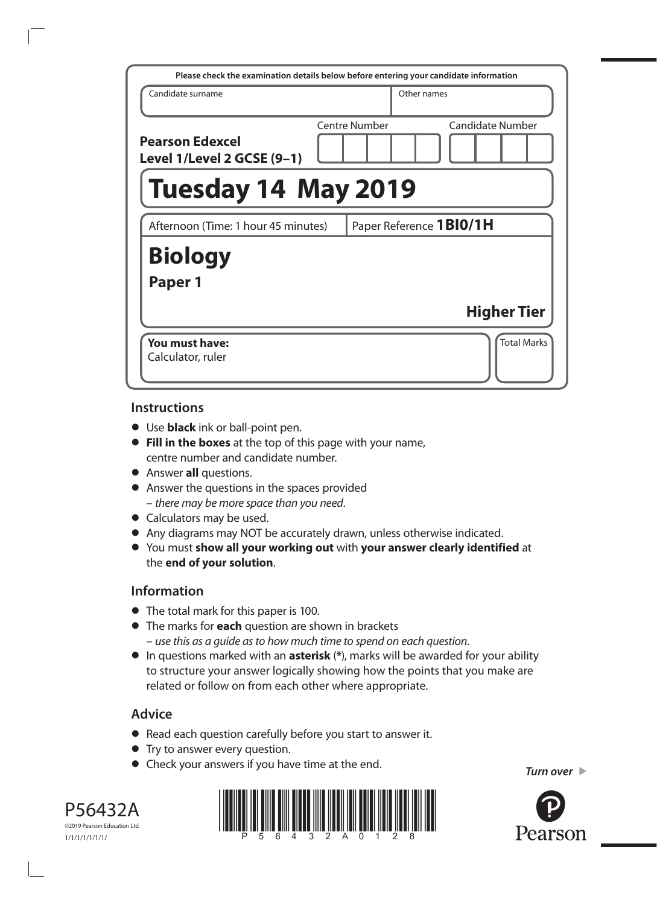Please check the examination details below before entering your candidate information

| Candidate surname | Other names |
|---|---|
| | |

**Pearson Edexcel Level 1/Level 2 GCSE (9–1)**

Centre Number | Candidate Number

# Tuesday 14 May 2019

Afternoon (Time: 1 hour 45 minutes) | Paper Reference **1BI0/1H**

# Biology

## Paper 1

**Higher Tier**

**You must have:**
Calculator, ruler

Total Marks

## Instructions

- Use **black** ink or ball-point pen.
- **Fill in the boxes** at the top of this page with your name, centre number and candidate number.
- Answer **all** questions.
- Answer the questions in the spaces provided
  – *there may be more space than you need*.
- Calculators may be used.
- Any diagrams may NOT be accurately drawn, unless otherwise indicated.
- You must **show all your working out** with **your answer clearly identified** at the **end of your solution**.

## Information

- The total mark for this paper is 100.
- The marks for **each** question are shown in brackets
  – *use this as a guide as to how much time to spend on each question*.
- In questions marked with an **asterisk** (*), marks will be awarded for your ability to structure your answer logically showing how the points that you make are related or follow on from each other where appropriate.

## Advice

- Read each question carefully before you start to answer it.
- Try to answer every question.
- Check your answers if you have time at the end.

*Turn over*

P56432A
©2019 Pearson Education Ltd.
1/1/1/1/1/1/1/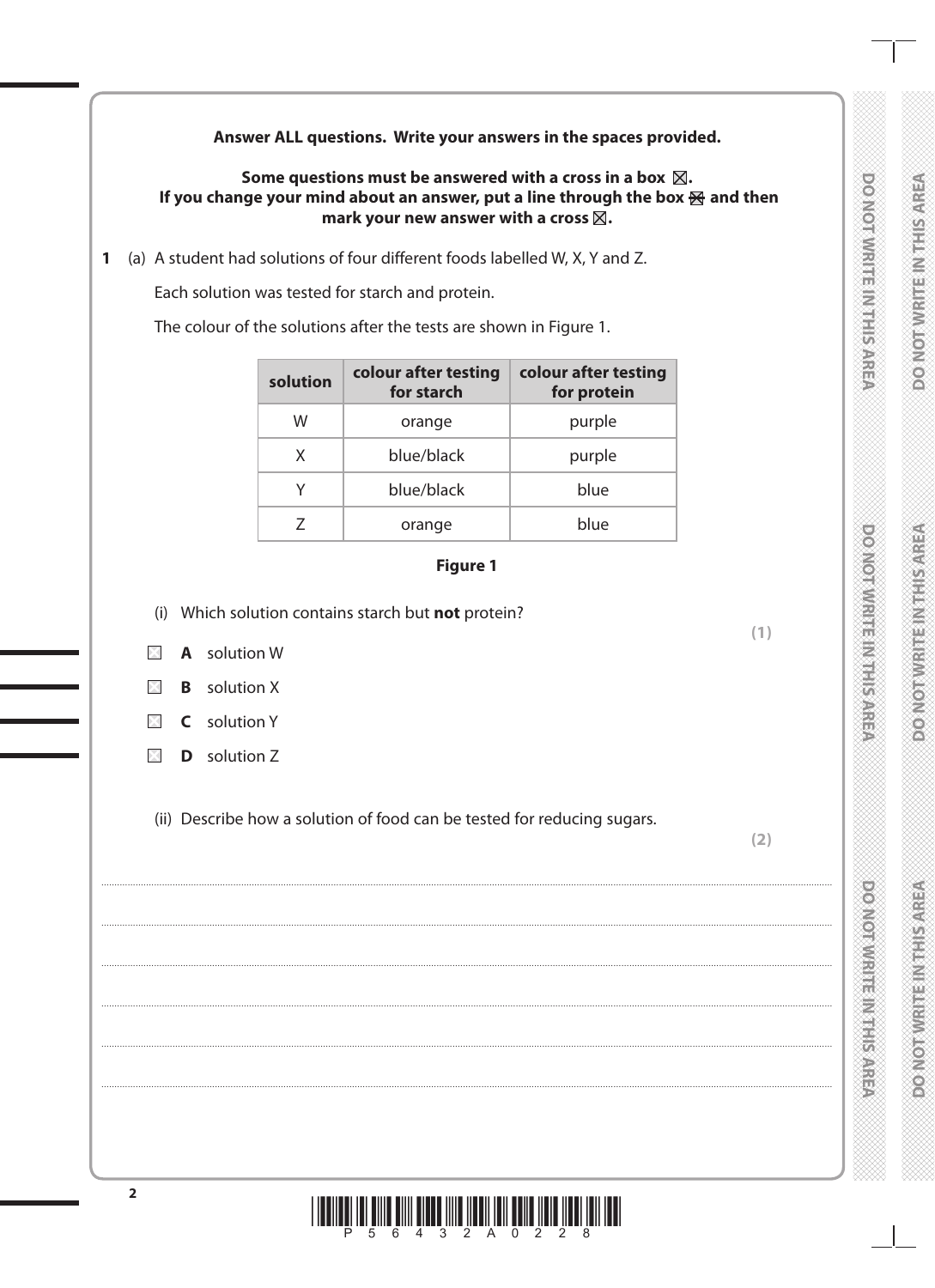**Answer ALL questions. Write your answers in the spaces provided.**

**Some questions must be answered with a cross in a box ☒. If you change your mind about an answer, put a line through the box ☒ and then mark your new answer with a cross ☒.**

**1** (a) A student had solutions of four different foods labelled W, X, Y and Z.

Each solution was tested for starch and protein.

The colour of the solutions after the tests are shown in Figure 1.

| solution | colour after testing for starch | colour after testing for protein |
|---|---|---|
| W | orange | purple |
| X | blue/black | purple |
| Y | blue/black | blue |
| Z | orange | blue |

**Figure 1**

(i) Which solution contains starch but **not** protein? **(1)**

☐ **A** solution W

☐ **B** solution X

☐ **C** solution Y

☐ **D** solution Z

(ii) Describe how a solution of food can be tested for reducing sugars. **(2)**

.......................................................................................................................................................................................................................................

.......................................................................................................................................................................................................................................

.......................................................................................................................................................................................................................................

.......................................................................................................................................................................................................................................

.......................................................................................................................................................................................................................................

.......................................................................................................................................................................................................................................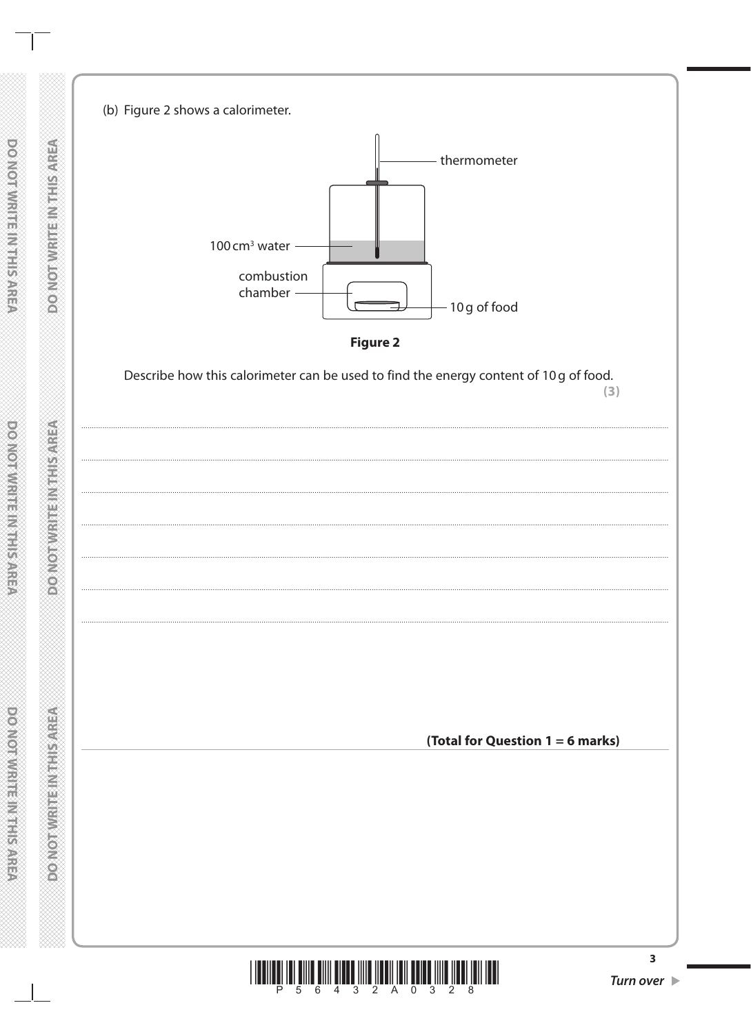(b) Figure 2 shows a calorimeter.

thermometer

$100\,cm^3$ water

combustion chamber

10 g of food

**Figure 2**

Describe how this calorimeter can be used to find the energy content of 10 g of food.

**(3)**

.......................................................................................................................................................................................

.......................................................................................................................................................................................

.......................................................................................................................................................................................

.......................................................................................................................................................................................

.......................................................................................................................................................................................

.......................................................................................................................................................................................

**(Total for Question 1 = 6 marks)**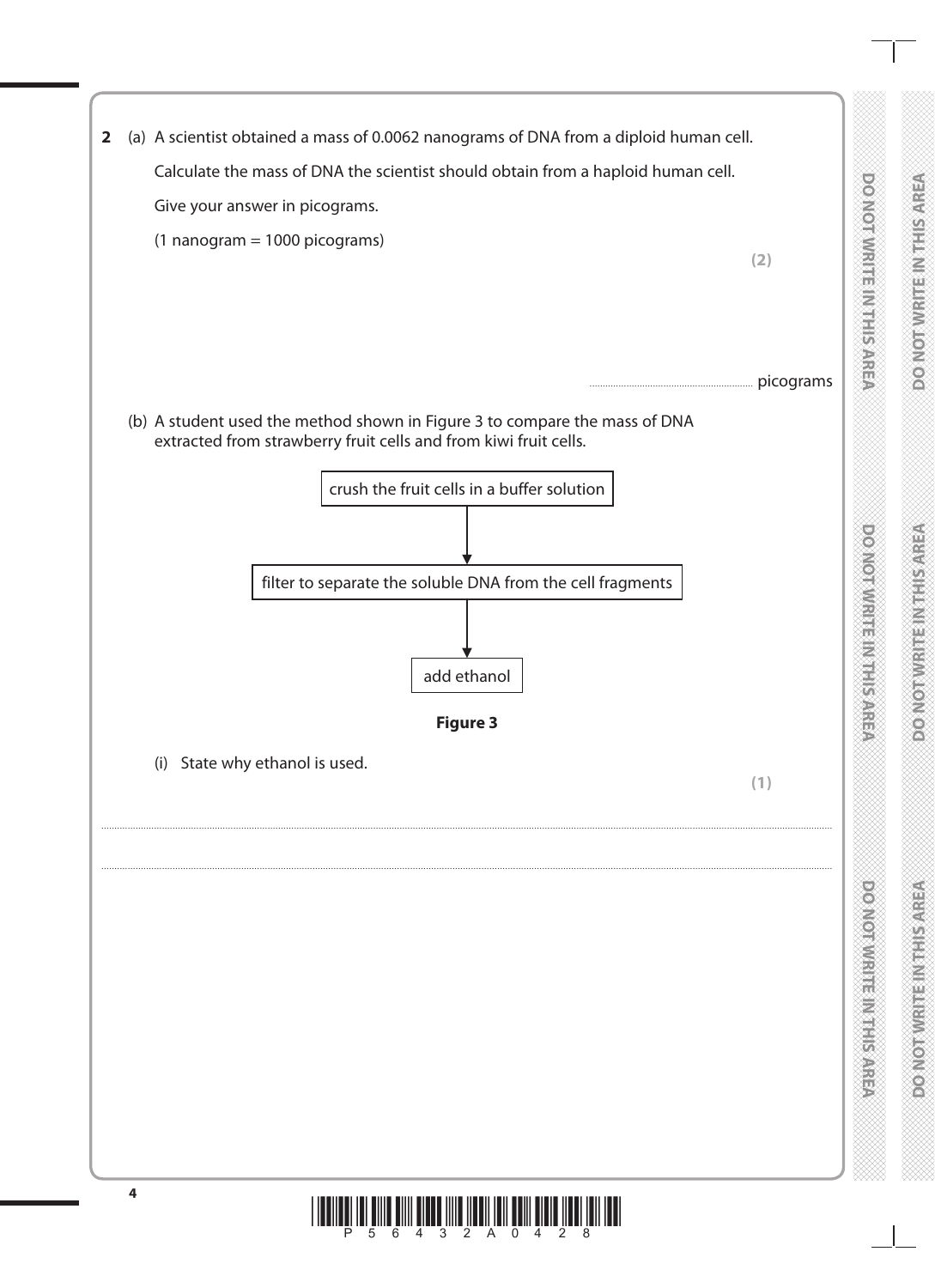**2** (a) A scientist obtained a mass of 0.0062 nanograms of DNA from a diploid human cell.

Calculate the mass of DNA the scientist should obtain from a haploid human cell.

Give your answer in picograms.

(1 nanogram = 1000 picograms)

**(2)**

.............................................................. picograms

(b) A student used the method shown in Figure 3 to compare the mass of DNA extracted from strawberry fruit cells and from kiwi fruit cells.

crush the fruit cells in a buffer solution

↓

filter to separate the soluble DNA from the cell fragments

↓

add ethanol

**Figure 3**

(i) State why ethanol is used.

**(1)**

..........................................................................................................................................................................................................

..........................................................................................................................................................................................................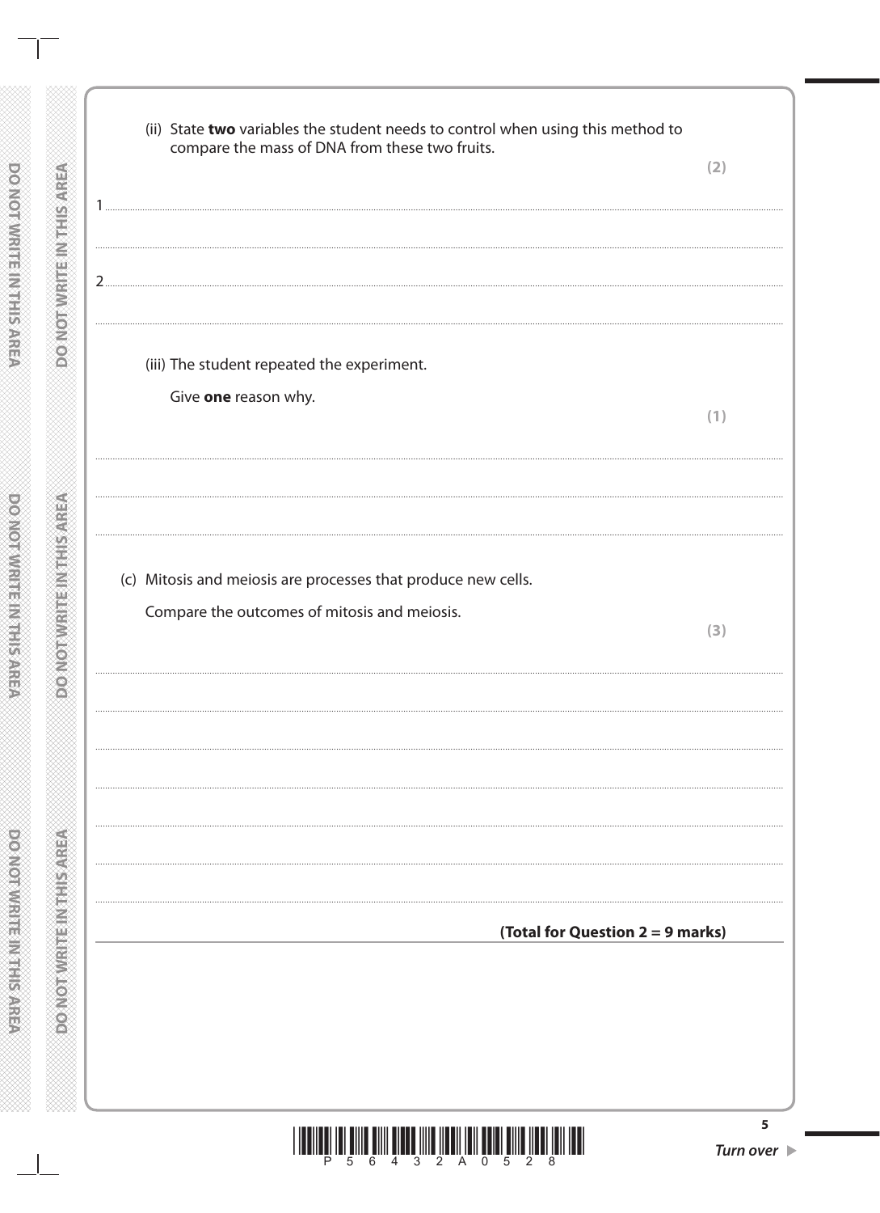(ii) State **two** variables the student needs to control when using this method to compare the mass of DNA from these two fruits.

**(2)**

1 ..............................................................................................................................................

..............................................................................................................................................

2 ..............................................................................................................................................

..............................................................................................................................................

(iii) The student repeated the experiment.

Give **one** reason why.

**(1)**

..............................................................................................................................................

..............................................................................................................................................

..............................................................................................................................................

(c) Mitosis and meiosis are processes that produce new cells.

Compare the outcomes of mitosis and meiosis.

**(3)**

..............................................................................................................................................

..............................................................................................................................................

..............................................................................................................................................

..............................................................................................................................................

..............................................................................................................................................

..............................................................................................................................................

..............................................................................................................................................

**(Total for Question 2 = 9 marks)**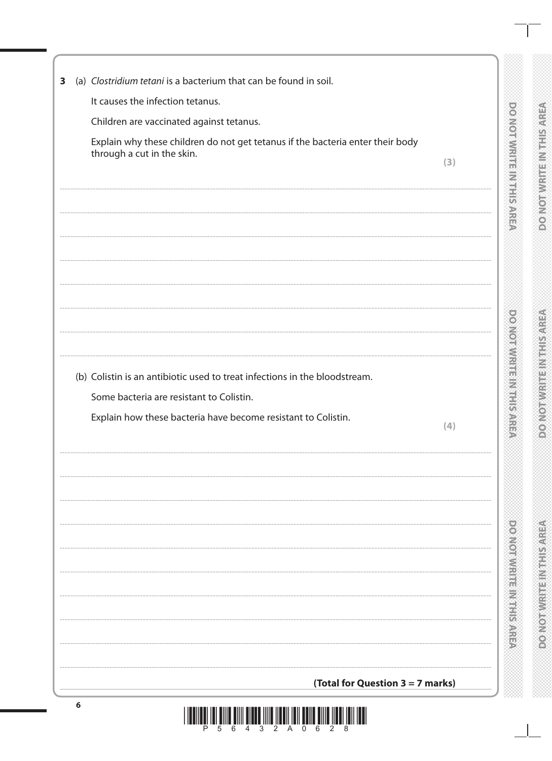**3** (a) *Clostridium tetani* is a bacterium that can be found in soil.

It causes the infection tetanus.

Children are vaccinated against tetanus.

Explain why these children do not get tetanus if the bacteria enter their body through a cut in the skin.

**(3)**

(b) Colistin is an antibiotic used to treat infections in the bloodstream.

Some bacteria are resistant to Colistin.

Explain how these bacteria have become resistant to Colistin.

**(4)**

**(Total for Question 3 = 7 marks)**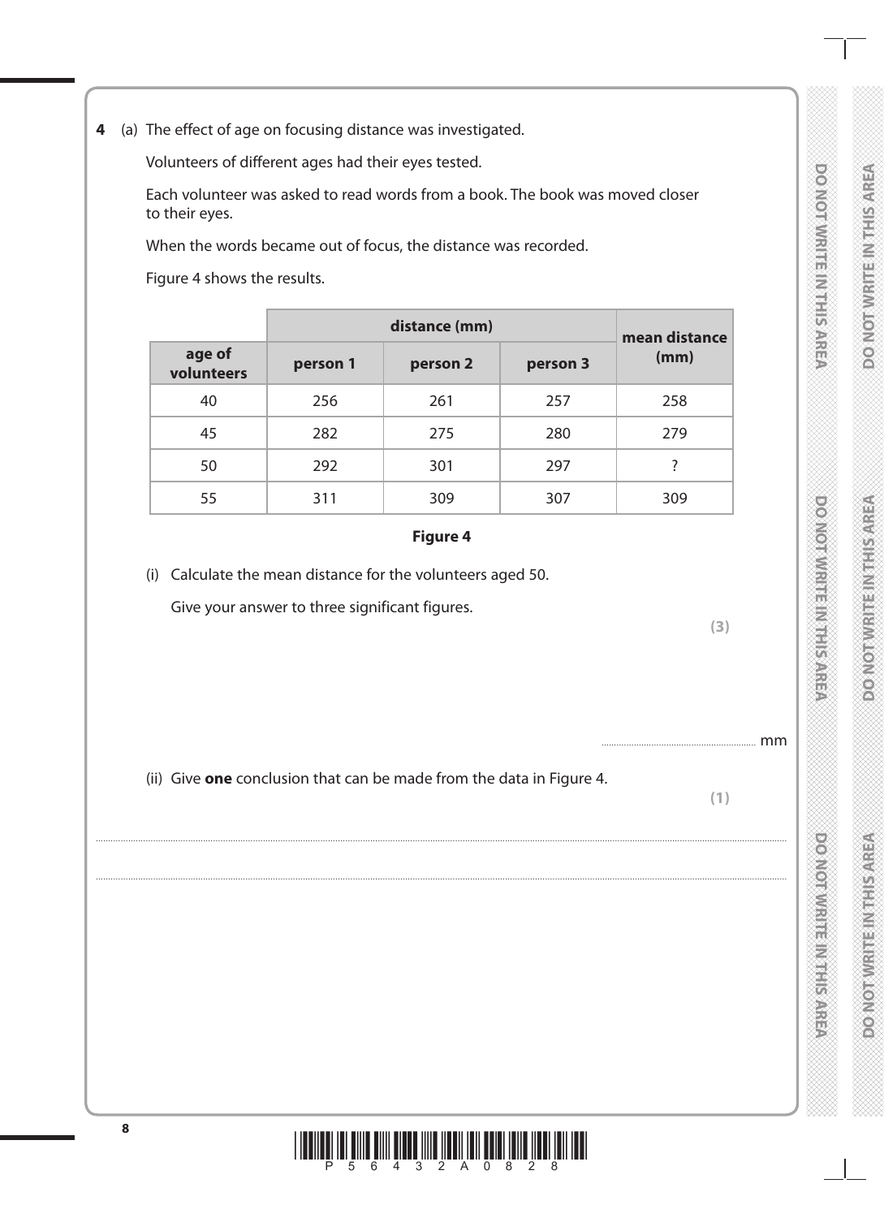**4** (a) The effect of age on focusing distance was investigated.

Volunteers of different ages had their eyes tested.

Each volunteer was asked to read words from a book. The book was moved closer to their eyes.

When the words became out of focus, the distance was recorded.

Figure 4 shows the results.

| | distance (mm) | | | mean distance (mm) |
|---|---|---|---|---|
| **age of volunteers** | **person 1** | **person 2** | **person 3** | |
| 40 | 256 | 261 | 257 | 258 |
| 45 | 282 | 275 | 280 | 279 |
| 50 | 292 | 301 | 297 | ? |
| 55 | 311 | 309 | 307 | 309 |

**Figure 4**

(i) Calculate the mean distance for the volunteers aged 50.

Give your answer to three significant figures.

**(3)**

........................................................ mm

(ii) Give **one** conclusion that can be made from the data in Figure 4.

**(1)**

..............................................................................................................................................

..............................................................................................................................................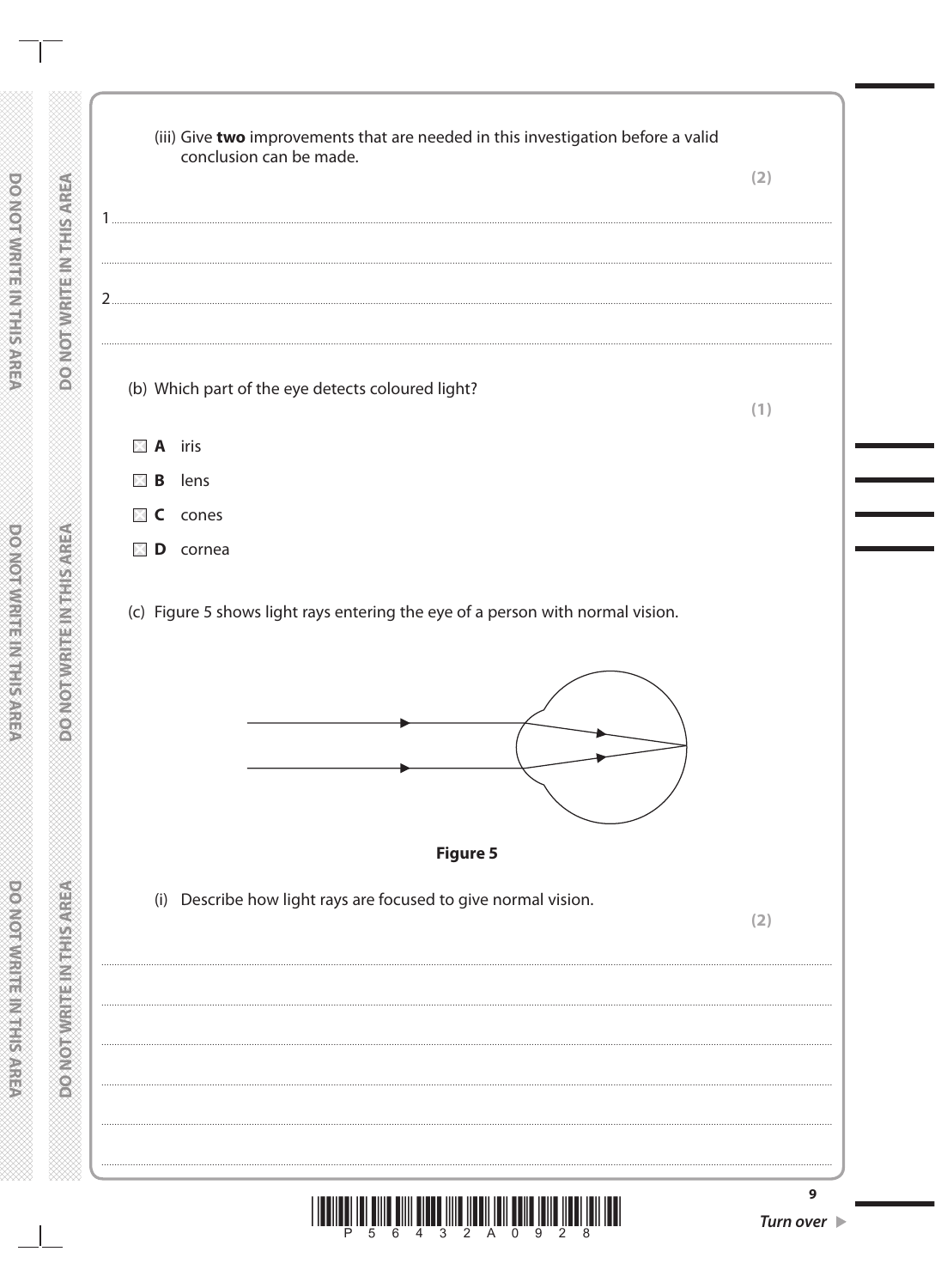(iii) Give **two** improvements that are needed in this investigation before a valid conclusion can be made.

**(2)**

1 ..................................................................................................................................................

..................................................................................................................................................

2 ..................................................................................................................................................

..................................................................................................................................................

(b) Which part of the eye detects coloured light?

**(1)**

- **A** iris
- **B** lens
- **C** cones
- **D** cornea

(c) Figure 5 shows light rays entering the eye of a person with normal vision.

**Figure 5**

(i) Describe how light rays are focused to give normal vision.

**(2)**

..................................................................................................................................................

..................................................................................................................................................

..................................................................................................................................................

..................................................................................................................................................

..................................................................................................................................................

..................................................................................................................................................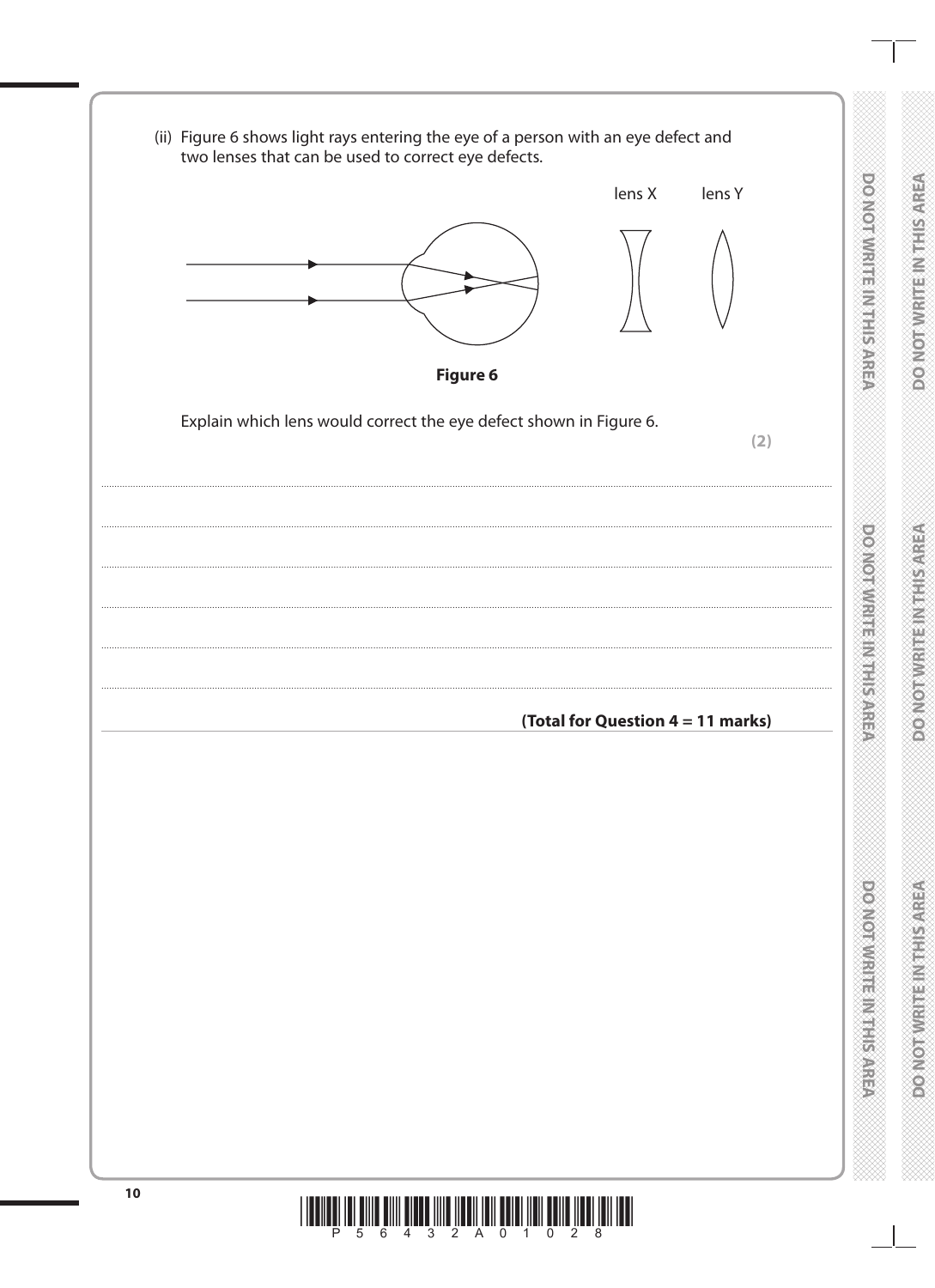(ii) Figure 6 shows light rays entering the eye of a person with an eye defect and two lenses that can be used to correct eye defects.

lens X lens Y

**Figure 6**

Explain which lens would correct the eye defect shown in Figure 6.

**(2)**

..................................................................................................................................................

..................................................................................................................................................

..................................................................................................................................................

..................................................................................................................................................

..................................................................................................................................................

**(Total for Question 4 = 11 marks)**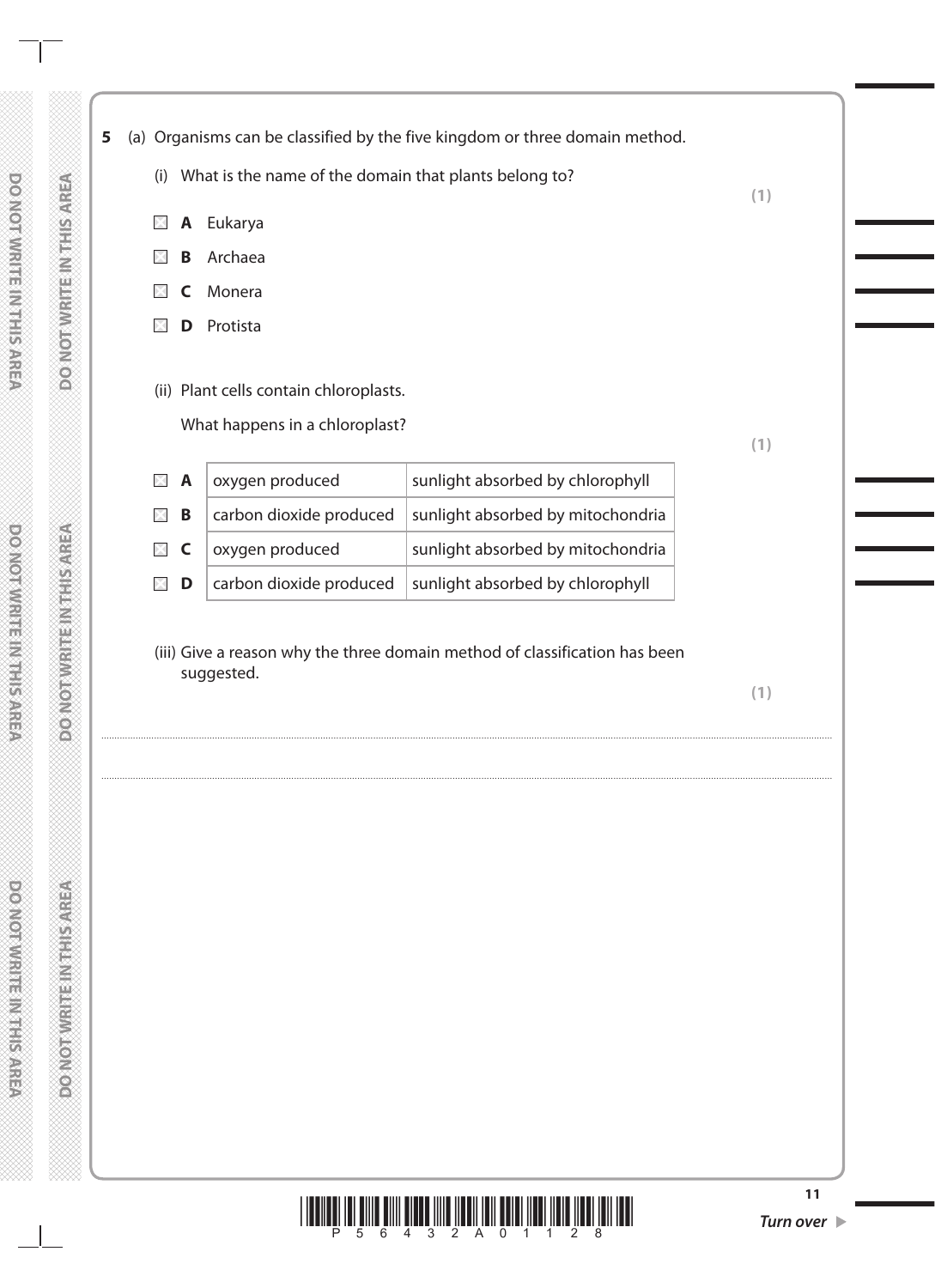**5** (a) Organisms can be classified by the five kingdom or three domain method.

(i) What is the name of the domain that plants belong to? **(1)**

- **A** Eukarya
- **B** Archaea
- **C** Monera
- **D** Protista

(ii) Plant cells contain chloroplasts.

What happens in a chloroplast? **(1)**

| | | |
|---|---|---|
| **A** | oxygen produced | sunlight absorbed by chlorophyll |
| **B** | carbon dioxide produced | sunlight absorbed by mitochondria |
| **C** | oxygen produced | sunlight absorbed by mitochondria |
| **D** | carbon dioxide produced | sunlight absorbed by chlorophyll |

(iii) Give a reason why the three domain method of classification has been suggested. **(1)**

.................................................................................................................................................

.................................................................................................................................................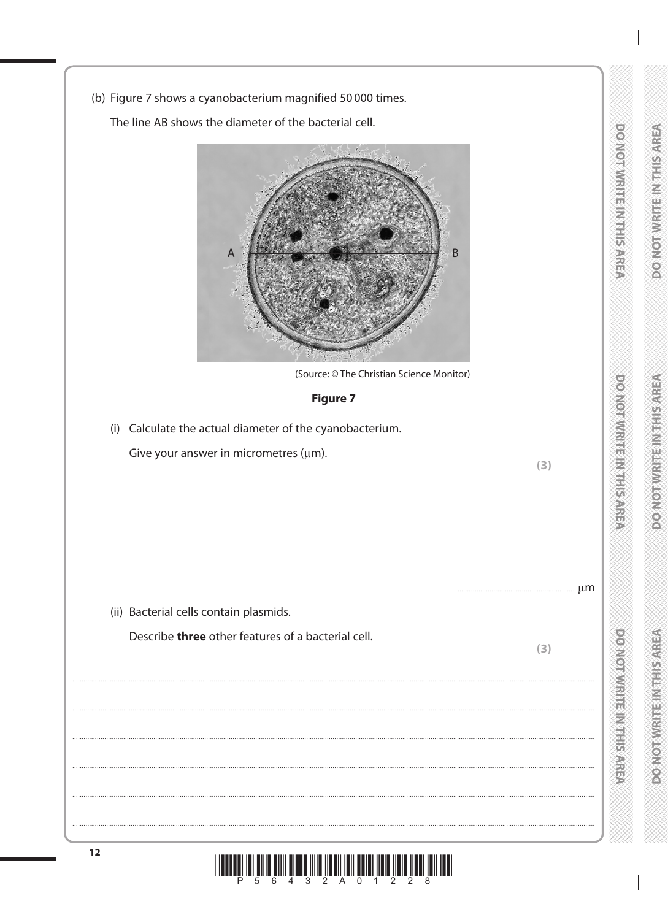(b) Figure 7 shows a cyanobacterium magnified 50 000 times.

The line AB shows the diameter of the bacterial cell.

(Source: © The Christian Science Monitor)

**Figure 7**

(i) Calculate the actual diameter of the cyanobacterium.

Give your answer in micrometres (μm).

**(3)**

.............................................................. μm

(ii) Bacterial cells contain plasmids.

Describe **three** other features of a bacterial cell.

**(3)**

..............................................................................................................................................

..............................................................................................................................................

..............................................................................................................................................

..............................................................................................................................................

..............................................................................................................................................

..............................................................................................................................................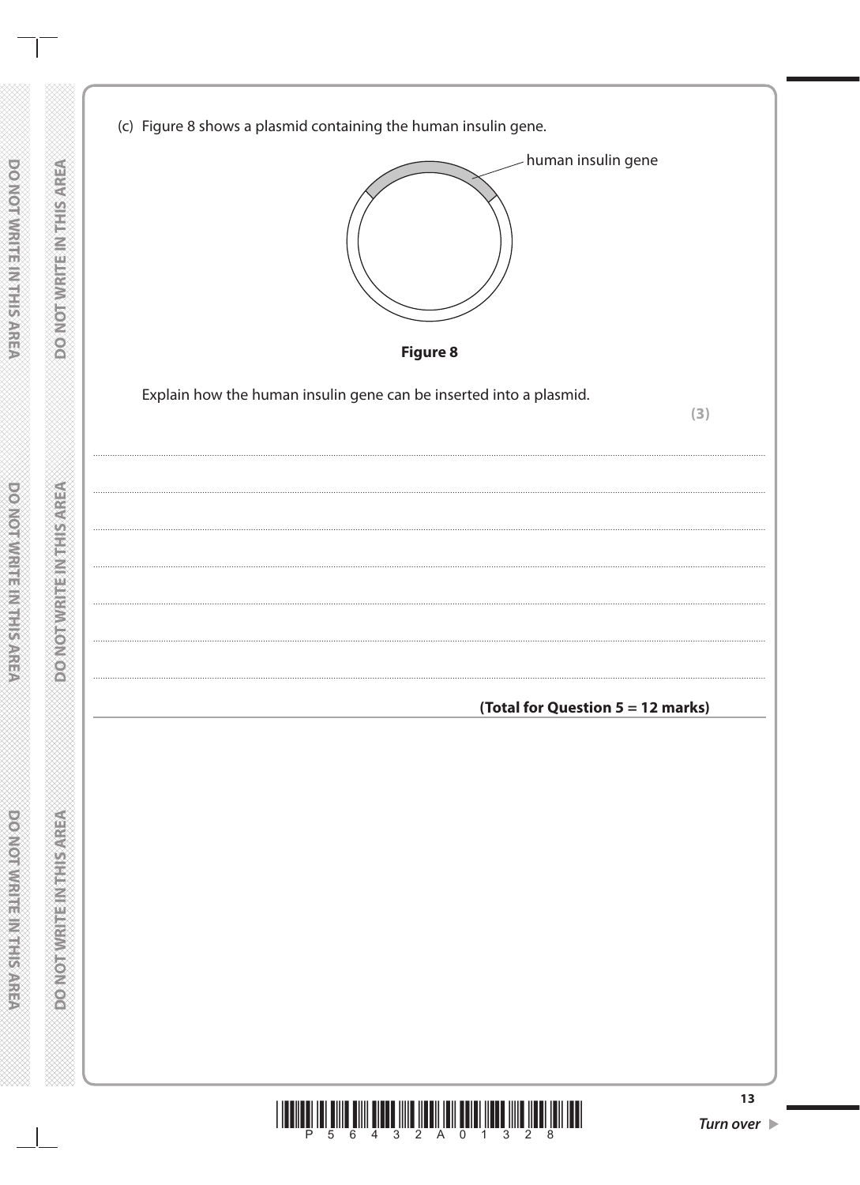(c) Figure 8 shows a plasmid containing the human insulin gene.

human insulin gene

**Figure 8**

Explain how the human insulin gene can be inserted into a plasmid.

**(3)**

..........................................................................................................................................................................................................

..........................................................................................................................................................................................................

..........................................................................................................................................................................................................

..........................................................................................................................................................................................................

..........................................................................................................................................................................................................

..........................................................................................................................................................................................................

**(Total for Question 5 = 12 marks)**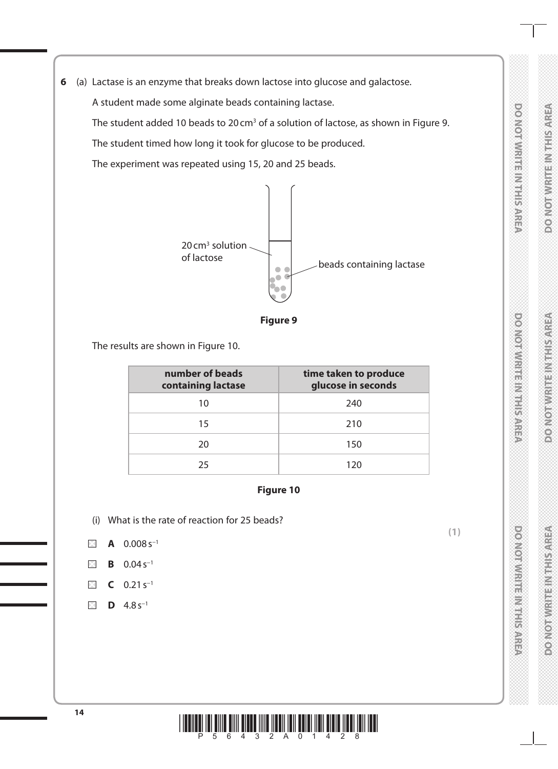**6** (a) Lactase is an enzyme that breaks down lactose into glucose and galactose.

A student made some alginate beads containing lactase.

The student added 10 beads to 20 $cm^3$ of a solution of lactose, as shown in Figure 9.

The student timed how long it took for glucose to be produced.

The experiment was repeated using 15, 20 and 25 beads.

20 $cm^3$ solution of lactose

beads containing lactase

**Figure 9**

The results are shown in Figure 10.

| number of beads containing lactase | time taken to produce glucose in seconds |
|---|---|
| 10 | 240 |
| 15 | 210 |
| 20 | 150 |
| 25 | 120 |

**Figure 10**

(i) What is the rate of reaction for 25 beads?

**(1)**

- **A** $0.008\,s^{-1}$
- **B** $0.04\,s^{-1}$
- **C** $0.21\,s^{-1}$
- **D** $4.8\,s^{-1}$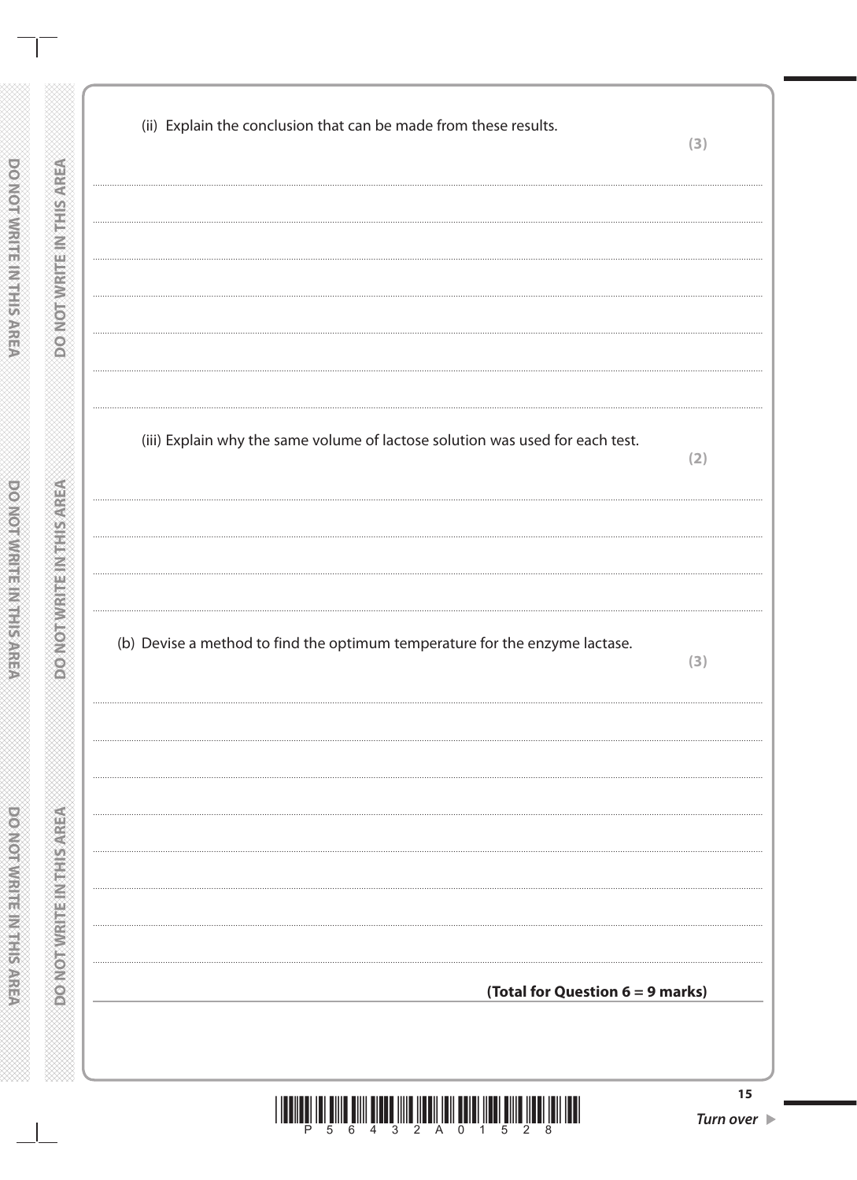(ii) Explain the conclusion that can be made from these results.

**(3)**

(iii) Explain why the same volume of lactose solution was used for each test.

**(2)**

(b) Devise a method to find the optimum temperature for the enzyme lactase.

**(3)**

**(Total for Question 6 = 9 marks)**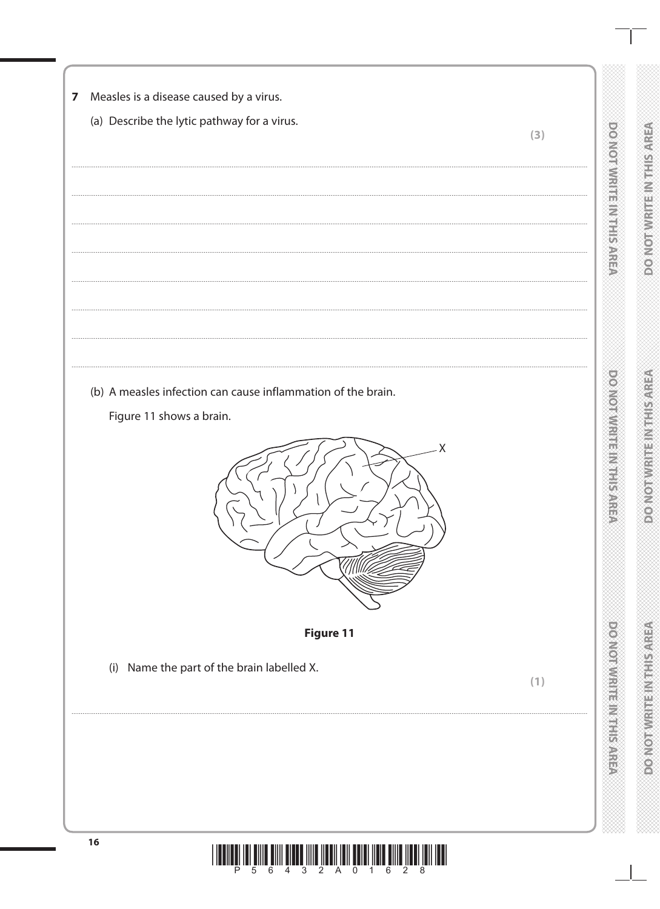**7** Measles is a disease caused by a virus.

(a) Describe the lytic pathway for a virus.

**(3)**

..........................................................................................................................................

..........................................................................................................................................

..........................................................................................................................................

..........................................................................................................................................

..........................................................................................................................................

..........................................................................................................................................

..........................................................................................................................................

(b) A measles infection can cause inflammation of the brain.

Figure 11 shows a brain.

**Figure 11**

(i) Name the part of the brain labelled X.

**(1)**

..........................................................................................................................................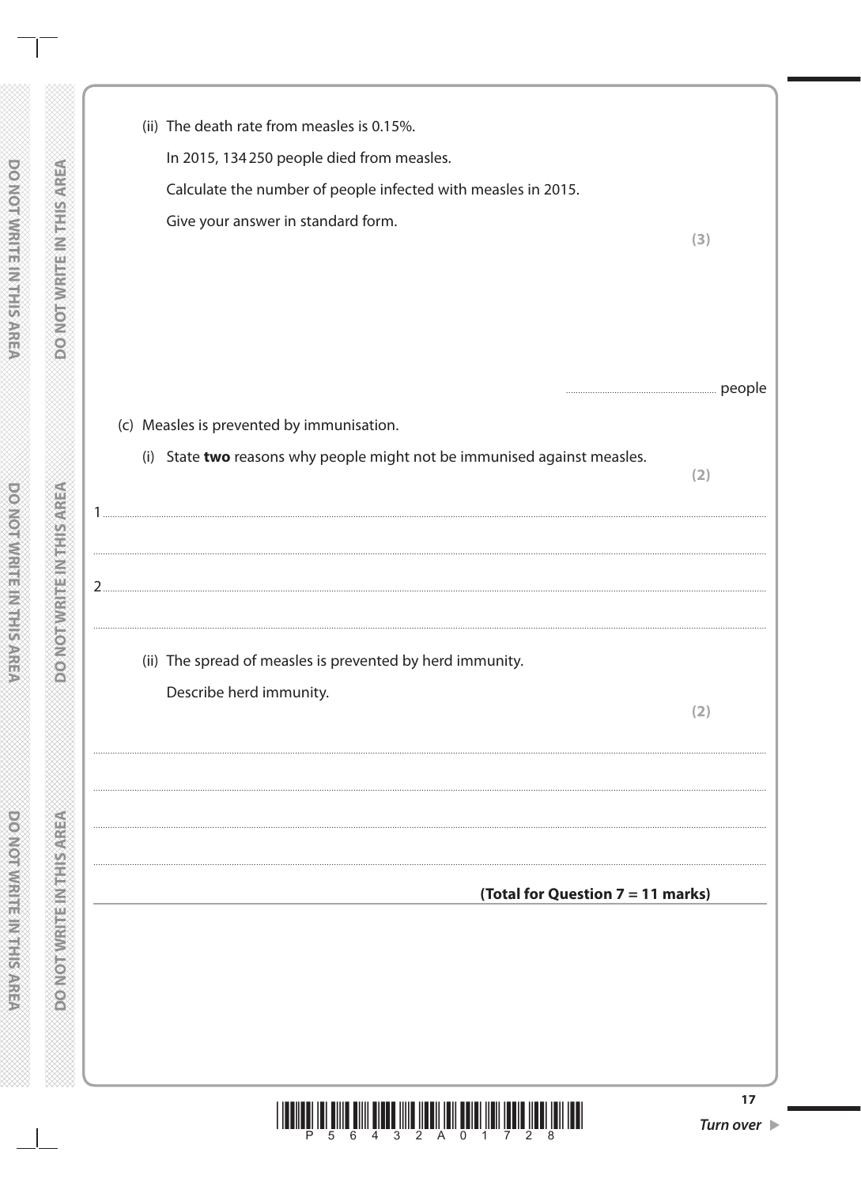(ii) The death rate from measles is 0.15%.

In 2015, 134 250 people died from measles.

Calculate the number of people infected with measles in 2015.

Give your answer in standard form.

**(3)**

.............................................. people

(c) Measles is prevented by immunisation.

(i) State **two** reasons why people might not be immunised against measles.

**(2)**

1 ..............................................................................................................................

..............................................................................................................................

2 ..............................................................................................................................

..............................................................................................................................

(ii) The spread of measles is prevented by herd immunity.

Describe herd immunity.

**(2)**

..............................................................................................................................

..............................................................................................................................

..............................................................................................................................

..............................................................................................................................

**(Total for Question 7 = 11 marks)**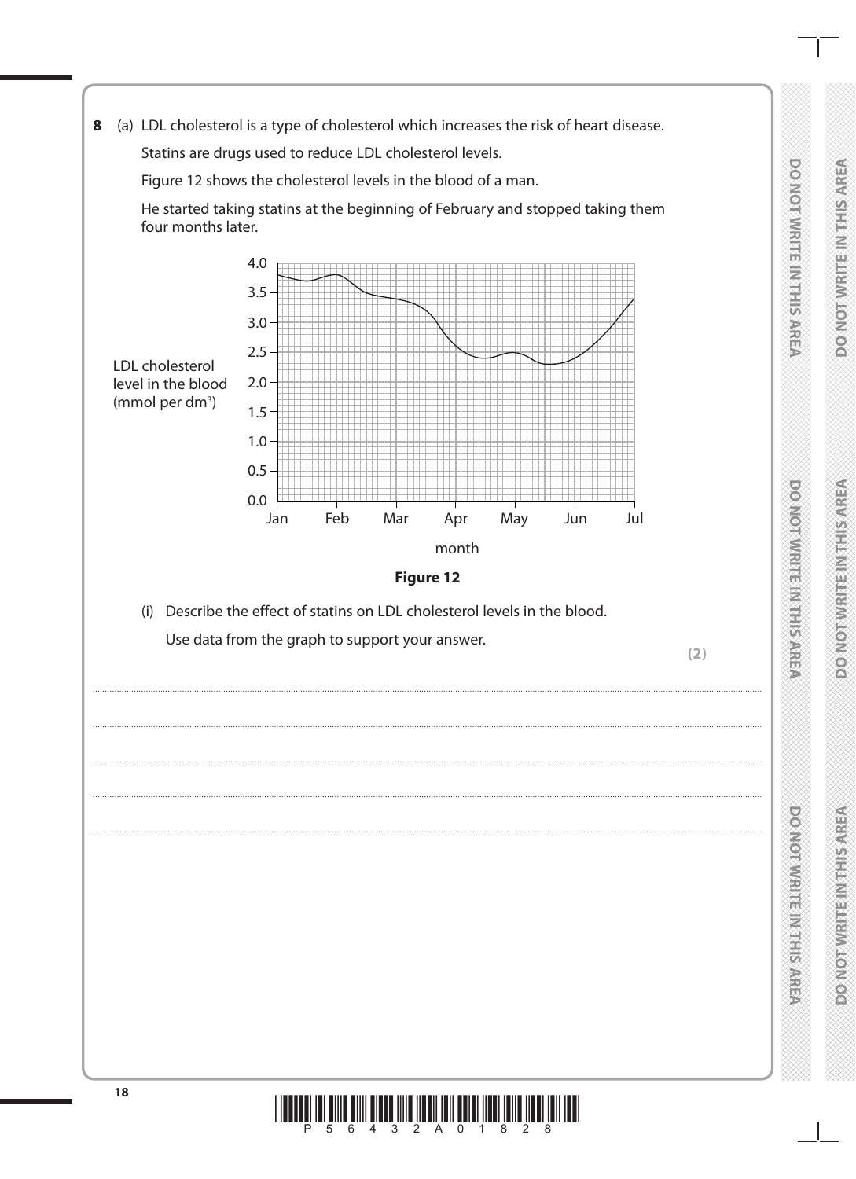**8** (a) LDL cholesterol is a type of cholesterol which increases the risk of heart disease.

Statins are drugs used to reduce LDL cholesterol levels.

Figure 12 shows the cholesterol levels in the blood of a man.

He started taking statins at the beginning of February and stopped taking them four months later.

**Figure 12**

(i) Describe the effect of statins on LDL cholesterol levels in the blood.

Use data from the graph to support your answer.

**(2)**

.......................................................................................................................................................................................................................................

.......................................................................................................................................................................................................................................

.......................................................................................................................................................................................................................................

.......................................................................................................................................................................................................................................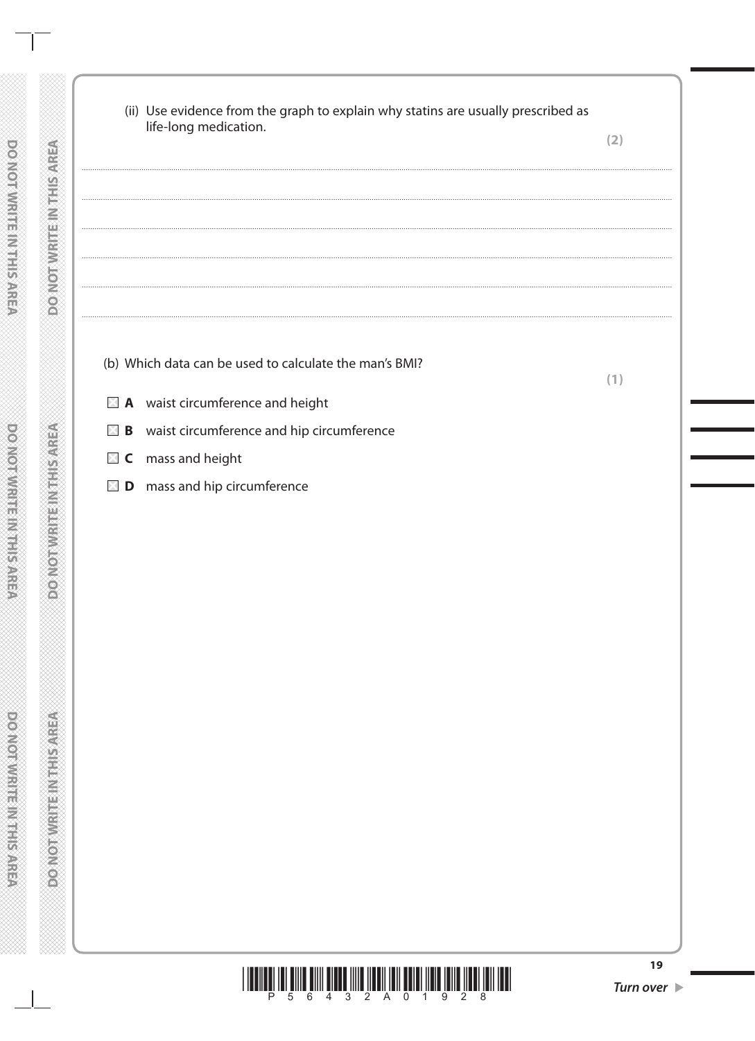(ii) Use evidence from the graph to explain why statins are usually prescribed as life-long medication.

**(2)**

..................................................................................................................................................................................................................................................................................

..................................................................................................................................................................................................................................................................................

..................................................................................................................................................................................................................................................................................

..................................................................................................................................................................................................................................................................................

..................................................................................................................................................................................................................................................................................

(b) Which data can be used to calculate the man's BMI?

**(1)**

☒ **A** waist circumference and height

☒ **B** waist circumference and hip circumference

☒ **C** mass and height

☒ **D** mass and hip circumference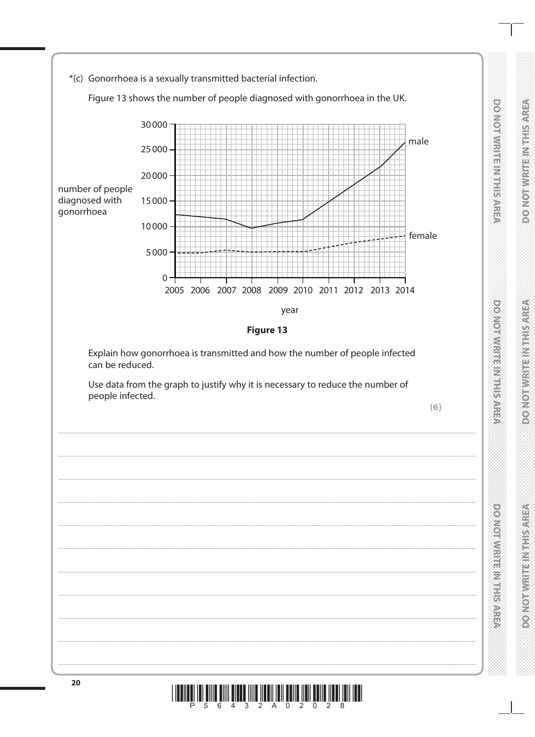*(c) Gonorrhoea is a sexually transmitted bacterial infection.

Figure 13 shows the number of people diagnosed with gonorrhoea in the UK.

**Figure 13**

Explain how gonorrhoea is transmitted and how the number of people infected can be reduced.

Use data from the graph to justify why it is necessary to reduce the number of people infected.

**(6)**

....................................................................................................................................................................................

....................................................................................................................................................................................

....................................................................................................................................................................................

....................................................................................................................................................................................

....................................................................................................................................................................................

....................................................................................................................................................................................

....................................................................................................................................................................................

....................................................................................................................................................................................

....................................................................................................................................................................................

....................................................................................................................................................................................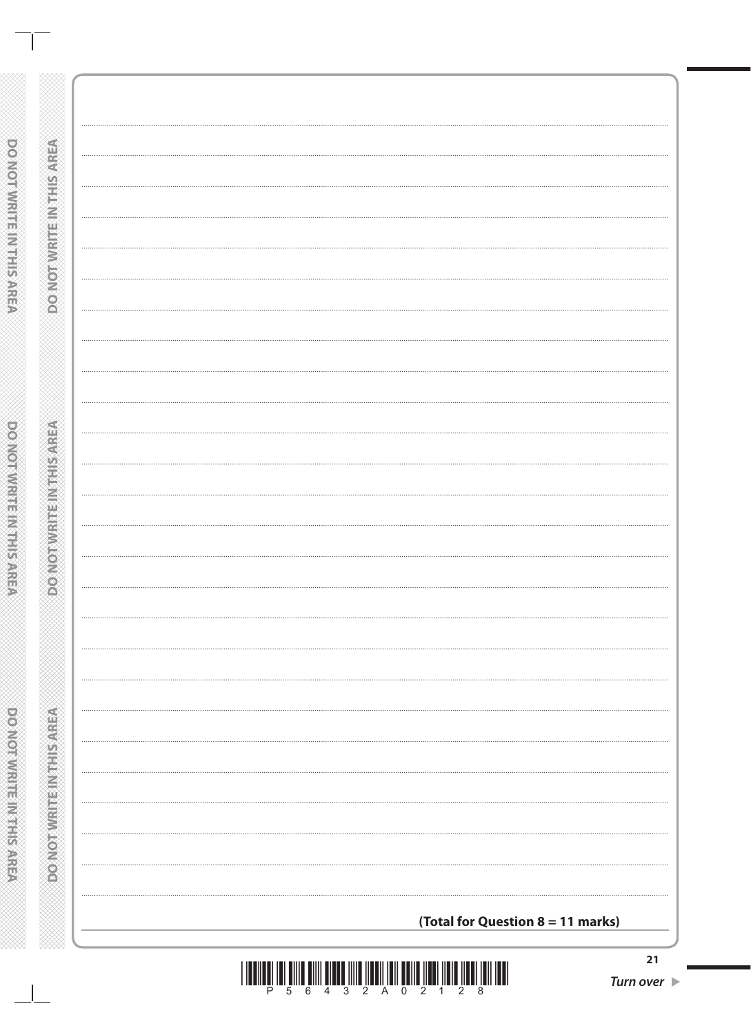**(Total for Question 8 = 11 marks)**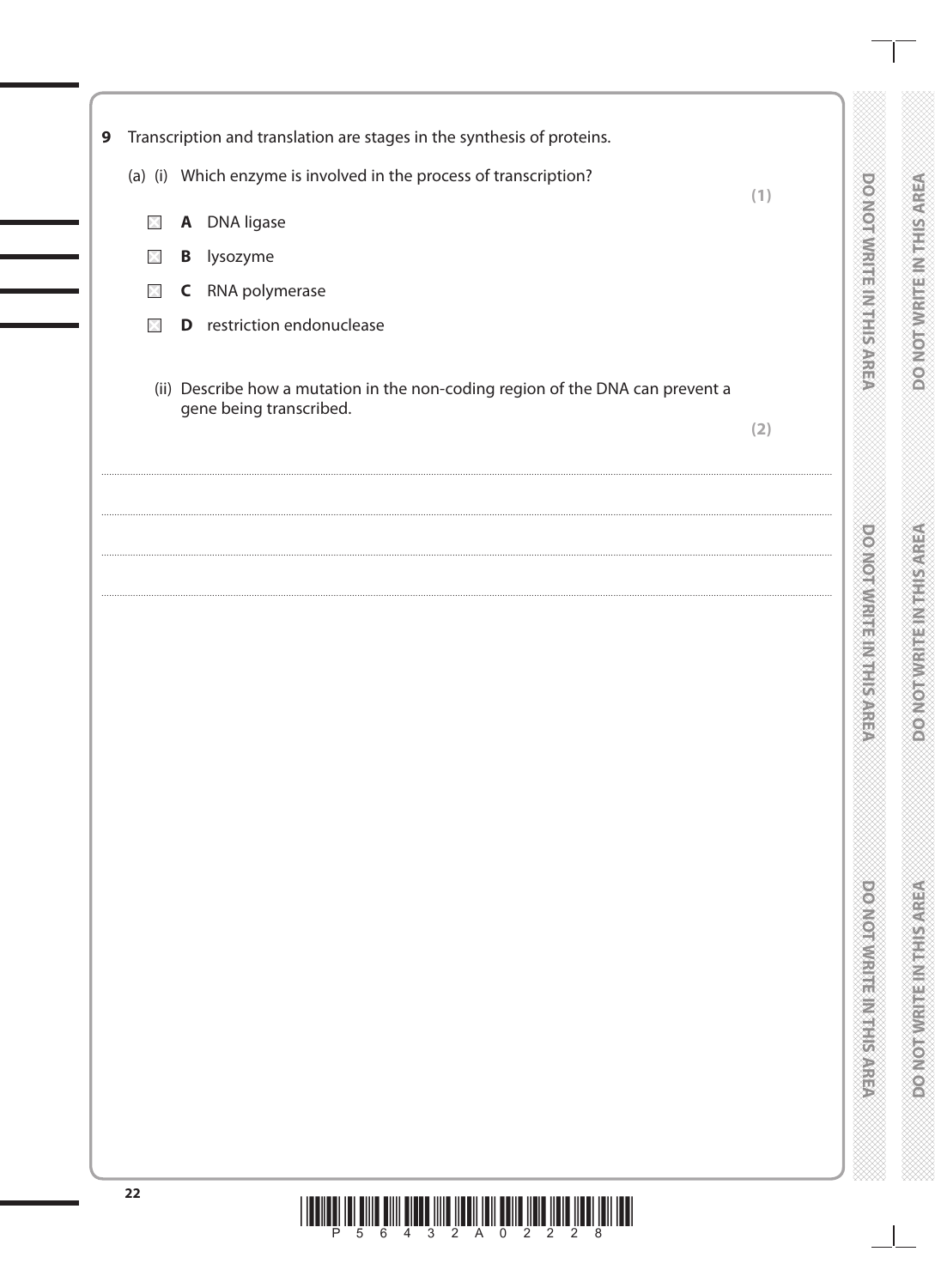**9** Transcription and translation are stages in the synthesis of proteins.

(a) (i) Which enzyme is involved in the process of transcription?

**(1)**

- ☒ **A** DNA ligase
- ☒ **B** lysozyme
- ☒ **C** RNA polymerase
- ☒ **D** restriction endonuclease

(ii) Describe how a mutation in the non-coding region of the DNA can prevent a gene being transcribed.

**(2)**

.......................................................................................................................................................................................

.......................................................................................................................................................................................

.......................................................................................................................................................................................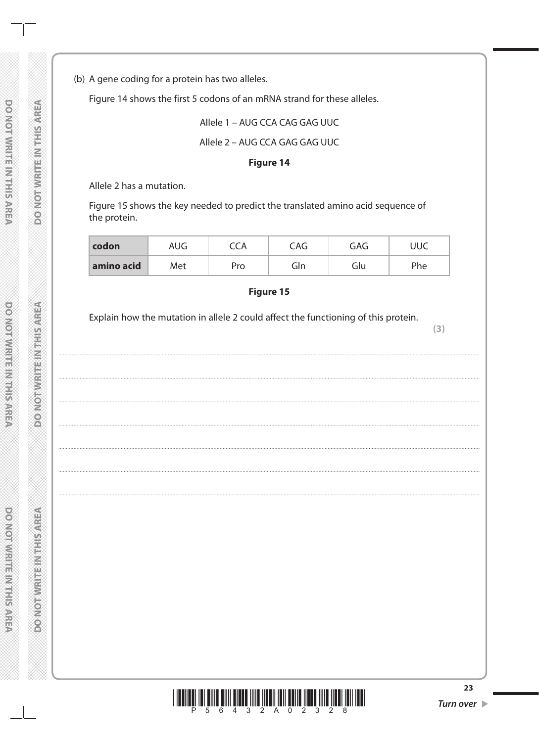(b) A gene coding for a protein has two alleles.

Figure 14 shows the first 5 codons of an mRNA strand for these alleles.

Allele 1 – AUG CCA CAG GAG UUC

Allele 2 – AUG CCA GAG GAG UUC

**Figure 14**

Allele 2 has a mutation.

Figure 15 shows the key needed to predict the translated amino acid sequence of the protein.

| **codon** | AUG | CCA | CAG | GAG | UUC |
|---|---|---|---|---|---|
| **amino acid** | Met | Pro | Gln | Glu | Phe |

**Figure 15**

Explain how the mutation in allele 2 could affect the functioning of this protein.

**(3)**

........................................................................................................................................

........................................................................................................................................

........................................................................................................................................

........................................................................................................................................

........................................................................................................................................

........................................................................................................................................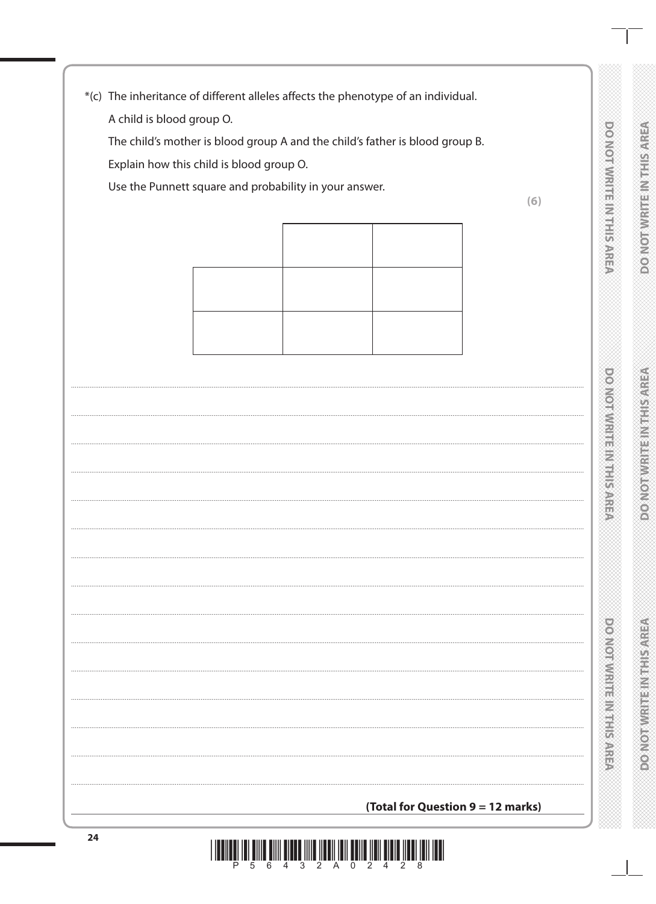*(c) The inheritance of different alleles affects the phenotype of an individual.

A child is blood group O.

The child's mother is blood group A and the child's father is blood group B.

Explain how this child is blood group O.

Use the Punnett square and probability in your answer.

**(6)**

| | | |
|---|---|---|
| | | |
| | | |

.......................................................................................................................................................................................

.......................................................................................................................................................................................

.......................................................................................................................................................................................

.......................................................................................................................................................................................

.......................................................................................................................................................................................

.......................................................................................................................................................................................

.......................................................................................................................................................................................

.......................................................................................................................................................................................

.......................................................................................................................................................................................

.......................................................................................................................................................................................

.......................................................................................................................................................................................

.......................................................................................................................................................................................

.......................................................................................................................................................................................

.......................................................................................................................................................................................

**(Total for Question 9 = 12 marks)**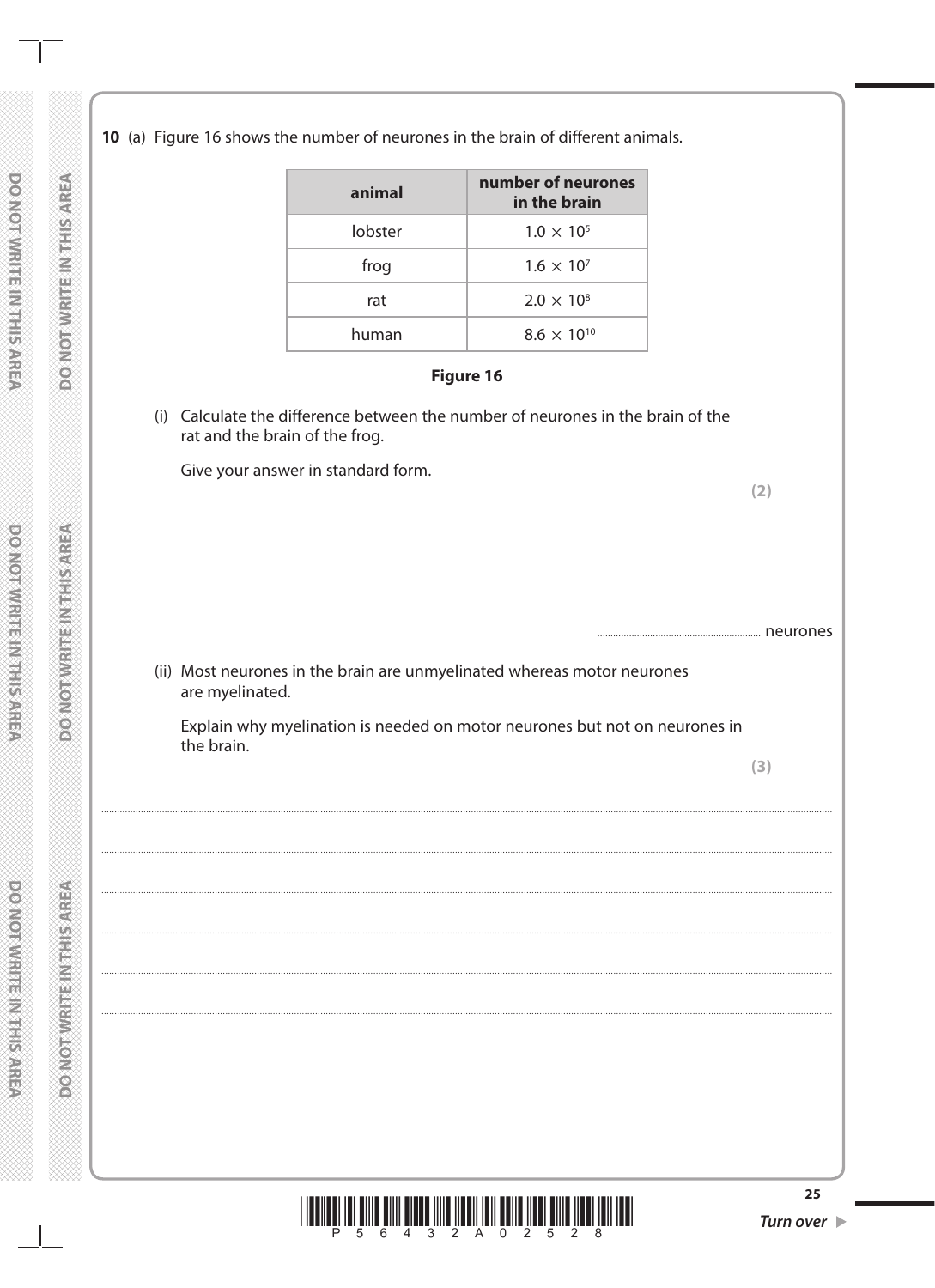**10** (a) Figure 16 shows the number of neurones in the brain of different animals.

| animal | number of neurones in the brain |
|---|---|
| lobster | $1.0 \times 10^5$ |
| frog | $1.6 \times 10^7$ |
| rat | $2.0 \times 10^8$ |
| human | $8.6 \times 10^{10}$ |

**Figure 16**

(i) Calculate the difference between the number of neurones in the brain of the rat and the brain of the frog.

Give your answer in standard form.

**(2)**

.............................................................. neurones

(ii) Most neurones in the brain are unmyelinated whereas motor neurones are myelinated.

Explain why myelination is needed on motor neurones but not on neurones in the brain.

**(3)**

..........................................................................................................................................................................

..........................................................................................................................................................................

..........................................................................................................................................................................

..........................................................................................................................................................................

..........................................................................................................................................................................

..........................................................................................................................................................................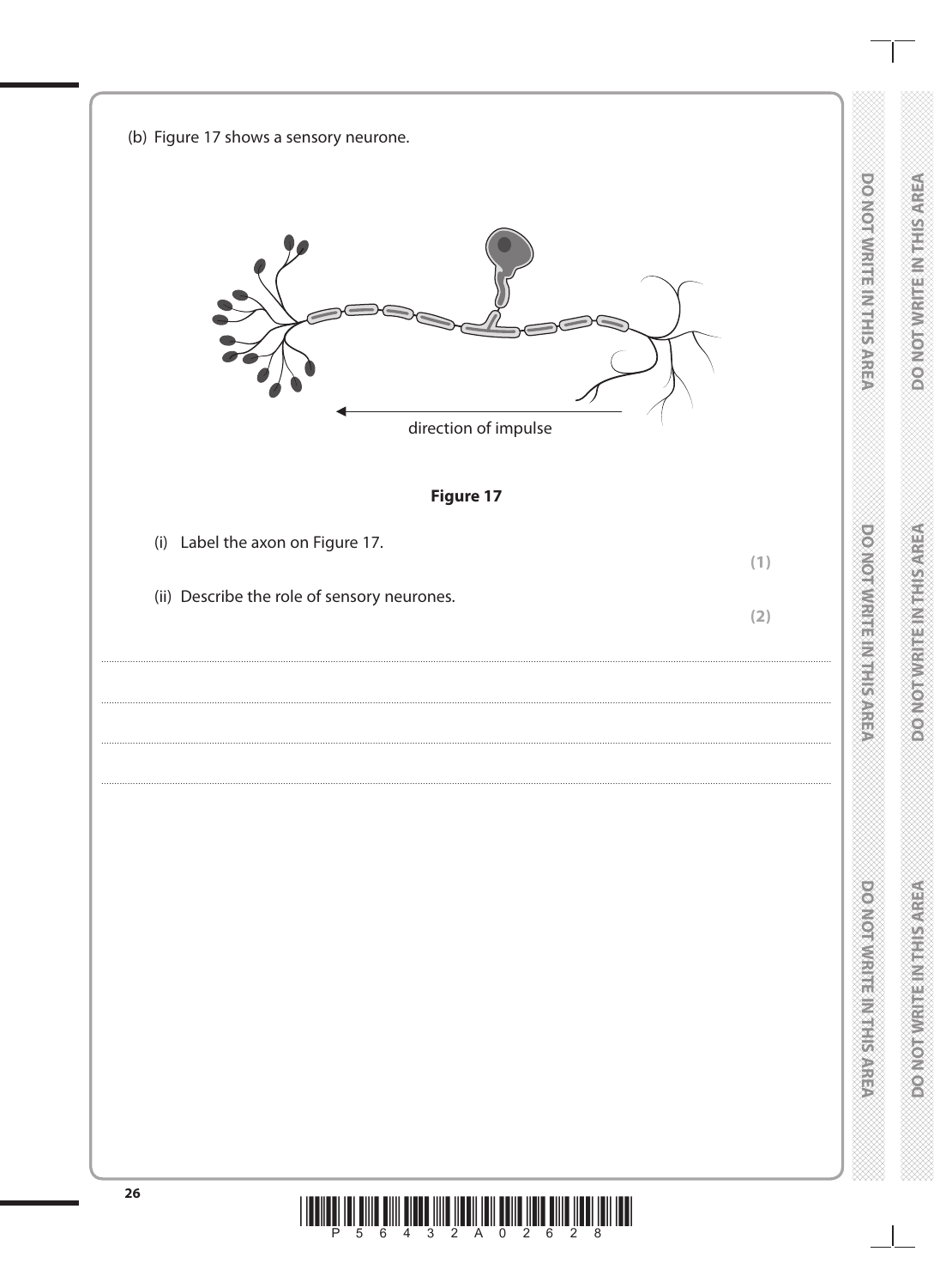(b) Figure 17 shows a sensory neurone.

direction of impulse

**Figure 17**

(i) Label the axon on Figure 17.
**(1)**

(ii) Describe the role of sensory neurones.
**(2)**

.......................................................................................................................................................................................................................

.......................................................................................................................................................................................................................

.......................................................................................................................................................................................................................

.......................................................................................................................................................................................................................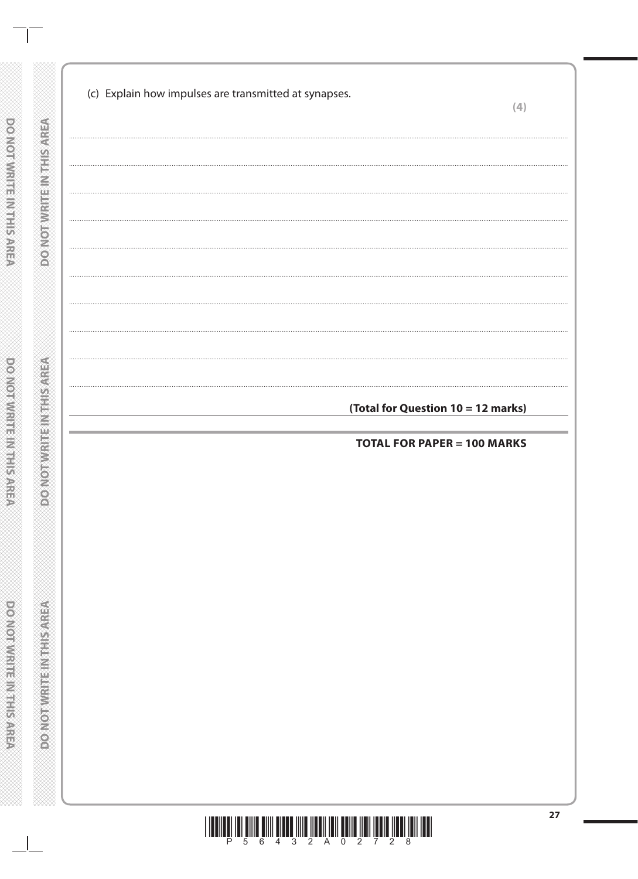(c) Explain how impulses are transmitted at synapses.

**(4)**

........................................................................................................................................................................................................

........................................................................................................................................................................................................

........................................................................................................................................................................................................

........................................................................................................................................................................................................

........................................................................................................................................................................................................

........................................................................................................................................................................................................

........................................................................................................................................................................................................

........................................................................................................................................................................................................

........................................................................................................................................................................................................

**(Total for Question 10 = 12 marks)**

**TOTAL FOR PAPER = 100 MARKS**